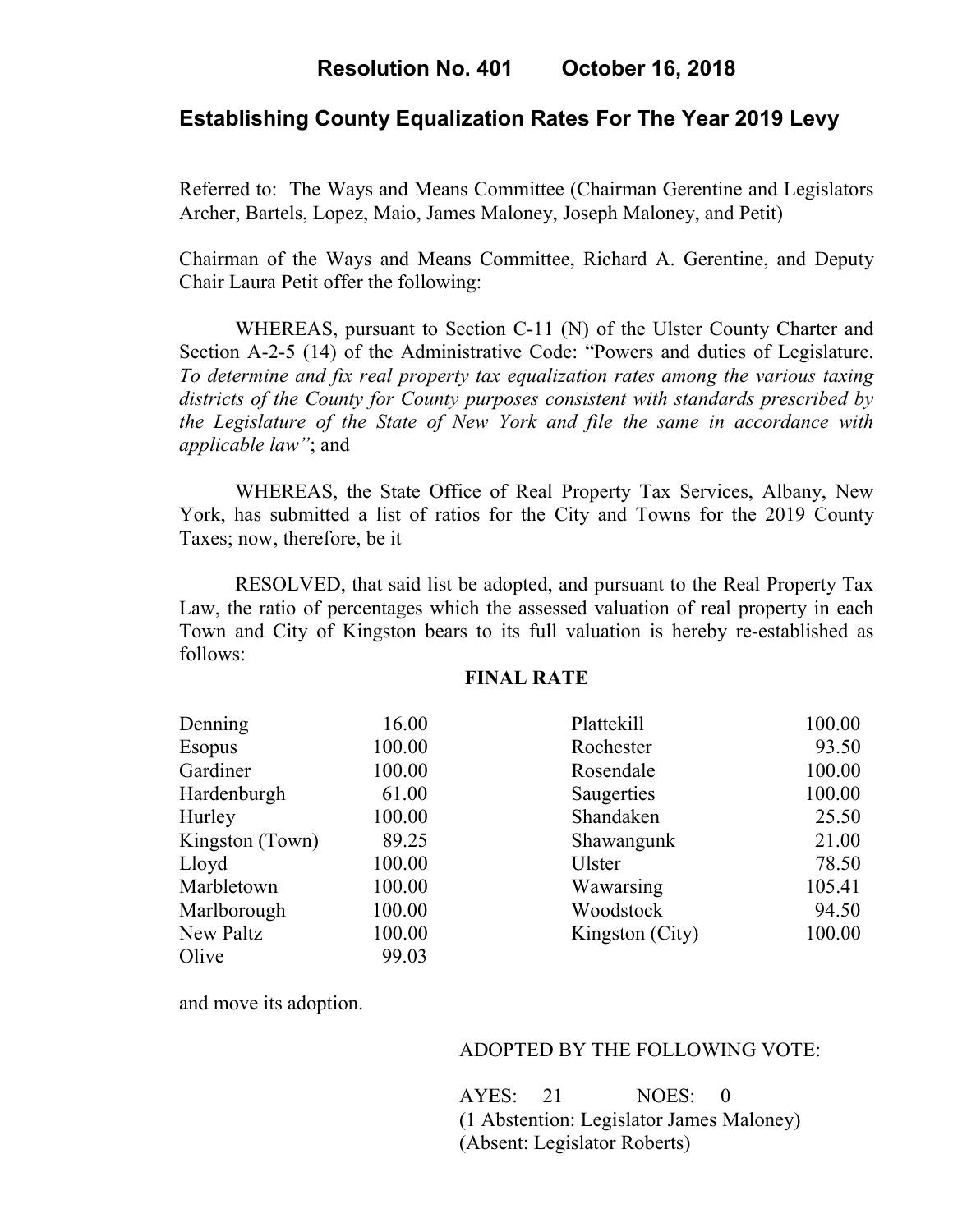# Resolution No. 401 October 16, 2018

## Establishing County Equalization Rates For The Year 2019 Levy

Referred to: The Ways and Means Committee (Chairman Gerentine and Legislators Archer, Bartels, Lopez, Maio, James Maloney, Joseph Maloney, and Petit)

Chairman of the Ways and Means Committee, Richard A. Gerentine, and Deputy Chair Laura Petit offer the following:

WHEREAS, pursuant to Section C-11 (N) of the Ulster County Charter and Section A-2-5 (14) of the Administrative Code: "Powers and duties of Legislature. *To determine and fix real property tax equalization rates among the various taxing districts of the County for County purposes consistent with standards prescribed by the Legislature of the State of New York and file the same in accordance with applicable law"*; and

WHEREAS, the State Office of Real Property Tax Services, Albany, New York, has submitted a list of ratios for the City and Towns for the 2019 County Taxes; now, therefore, be it

RESOLVED, that said list be adopted, and pursuant to the Real Property Tax Law, the ratio of percentages which the assessed valuation of real property in each Town and City of Kingston bears to its full valuation is hereby re-established as follows:

**FINAL RATE**

| | | | |
|---|---|---|---|
| Denning | 16.00 | Plattekill | 100.00 |
| Esopus | 100.00 | Rochester | 93.50 |
| Gardiner | 100.00 | Rosendale | 100.00 |
| Hardenburgh | 61.00 | Saugerties | 100.00 |
| Hurley | 100.00 | Shandaken | 25.50 |
| Kingston (Town) | 89.25 | Shawangunk | 21.00 |
| Lloyd | 100.00 | Ulster | 78.50 |
| Marbletown | 100.00 | Wawarsing | 105.41 |
| Marlborough | 100.00 | Woodstock | 94.50 |
| New Paltz | 100.00 | Kingston (City) | 100.00 |
| Olive | 99.03 | | |

and move its adoption.

ADOPTED BY THE FOLLOWING VOTE:

AYES: 21 NOES: 0
(1 Abstention: Legislator James Maloney)
(Absent: Legislator Roberts)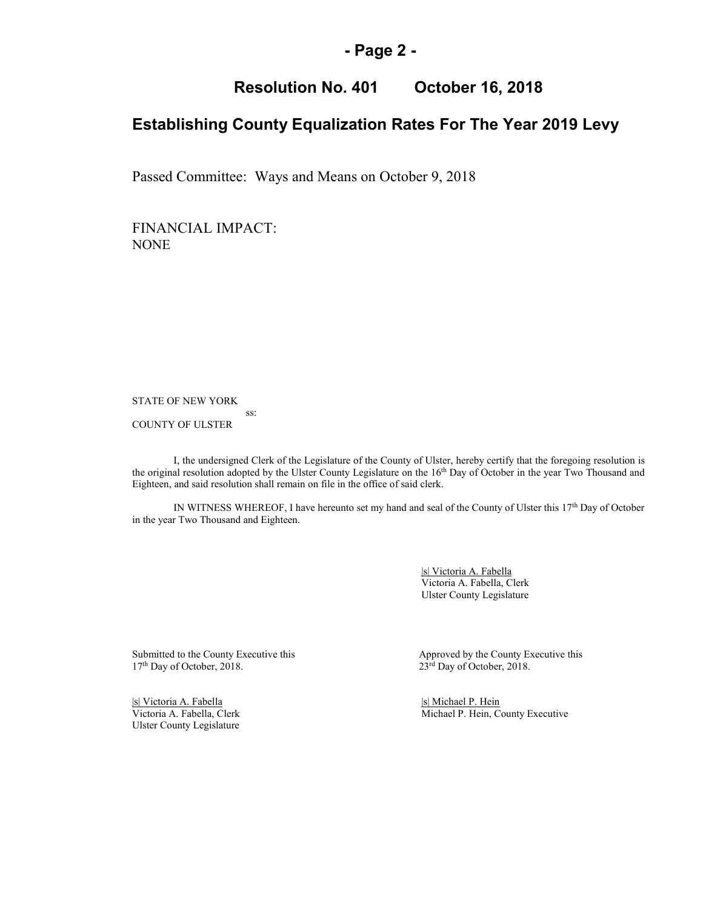## Resolution No. 401 October 16, 2018

## Establishing County Equalization Rates For The Year 2019 Levy

Passed Committee: Ways and Means on October 9, 2018

FINANCIAL IMPACT:
NONE

STATE OF NEW YORK
ss:
COUNTY OF ULSTER

I, the undersigned Clerk of the Legislature of the County of Ulster, hereby certify that the foregoing resolution is the original resolution adopted by the Ulster County Legislature on the 16th Day of October in the year Two Thousand and Eighteen, and said resolution shall remain on file in the office of said clerk.

IN WITNESS WHEREOF, I have hereunto set my hand and seal of the County of Ulster this 17th Day of October in the year Two Thousand and Eighteen.

|s| Victoria A. Fabella
Victoria A. Fabella, Clerk
Ulster County Legislature

Submitted to the County Executive this 17th Day of October, 2018.

|s| Victoria A. Fabella
Victoria A. Fabella, Clerk
Ulster County Legislature

Approved by the County Executive this 23rd Day of October, 2018.

|s| Michael P. Hein
Michael P. Hein, County Executive